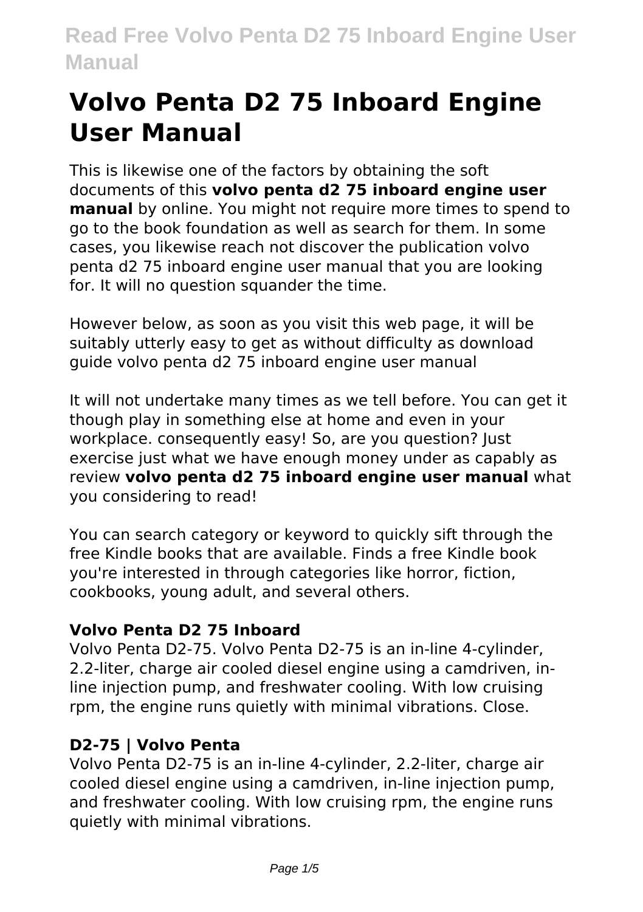# Volvo Penta D2 75 Inboard Engine User Manual

This is likewise one of the factors by obtaining the soft documents of this **volvo penta d2 75 inboard engine user manual** by online. You might not require more times to spend to go to the book foundation as well as search for them. In some cases, you likewise reach not discover the publication volvo penta d2 75 inboard engine user manual that you are looking for. It will no question squander the time.

However below, as soon as you visit this web page, it will be suitably utterly easy to get as without difficulty as download guide volvo penta d2 75 inboard engine user manual

It will not undertake many times as we tell before. You can get it though play in something else at home and even in your workplace. consequently easy! So, are you question? Just exercise just what we have enough money under as capably as review **volvo penta d2 75 inboard engine user manual** what you considering to read!

You can search category or keyword to quickly sift through the free Kindle books that are available. Finds a free Kindle book you're interested in through categories like horror, fiction, cookbooks, young adult, and several others.

### Volvo Penta D2 75 Inboard

Volvo Penta D2-75. Volvo Penta D2-75 is an in-line 4-cylinder, 2.2-liter, charge air cooled diesel engine using a camdriven, in-line injection pump, and freshwater cooling. With low cruising rpm, the engine runs quietly with minimal vibrations. Close.

### D2-75 | Volvo Penta

Volvo Penta D2-75 is an in-line 4-cylinder, 2.2-liter, charge air cooled diesel engine using a camdriven, in-line injection pump, and freshwater cooling. With low cruising rpm, the engine runs quietly with minimal vibrations.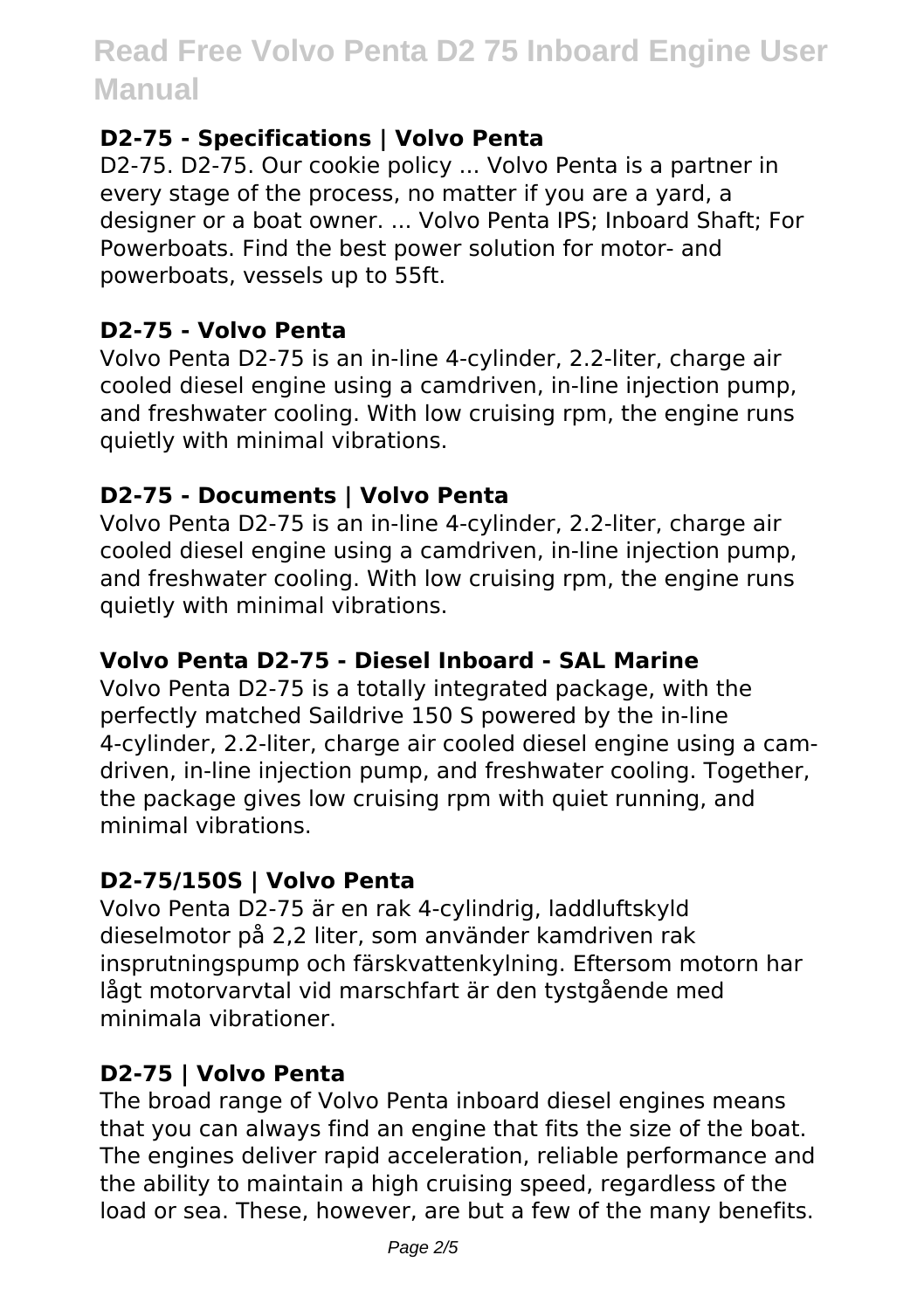### D2-75 - Specifications | Volvo Penta

D2-75. D2-75. Our cookie policy ... Volvo Penta is a partner in every stage of the process, no matter if you are a yard, a designer or a boat owner. ... Volvo Penta IPS; Inboard Shaft; For Powerboats. Find the best power solution for motor- and powerboats, vessels up to 55ft.

### D2-75 - Volvo Penta

Volvo Penta D2-75 is an in-line 4-cylinder, 2.2-liter, charge air cooled diesel engine using a camdriven, in-line injection pump, and freshwater cooling. With low cruising rpm, the engine runs quietly with minimal vibrations.

### D2-75 - Documents | Volvo Penta

Volvo Penta D2-75 is an in-line 4-cylinder, 2.2-liter, charge air cooled diesel engine using a camdriven, in-line injection pump, and freshwater cooling. With low cruising rpm, the engine runs quietly with minimal vibrations.

### Volvo Penta D2-75 - Diesel Inboard - SAL Marine

Volvo Penta D2-75 is a totally integrated package, with the perfectly matched Saildrive 150 S powered by the in-line 4-cylinder, 2.2-liter, charge air cooled diesel engine using a cam-driven, in-line injection pump, and freshwater cooling. Together, the package gives low cruising rpm with quiet running, and minimal vibrations.

### D2-75/150S | Volvo Penta

Volvo Penta D2-75 är en rak 4-cylindrig, laddluftskyld dieselmotor på 2,2 liter, som använder kamdriven rak insprutningspump och färskvattenkylning. Eftersom motorn har lågt motorvarvtal vid marschfart är den tystgående med minimala vibrationer.

### D2-75 | Volvo Penta

The broad range of Volvo Penta inboard diesel engines means that you can always find an engine that fits the size of the boat. The engines deliver rapid acceleration, reliable performance and the ability to maintain a high cruising speed, regardless of the load or sea. These, however, are but a few of the many benefits.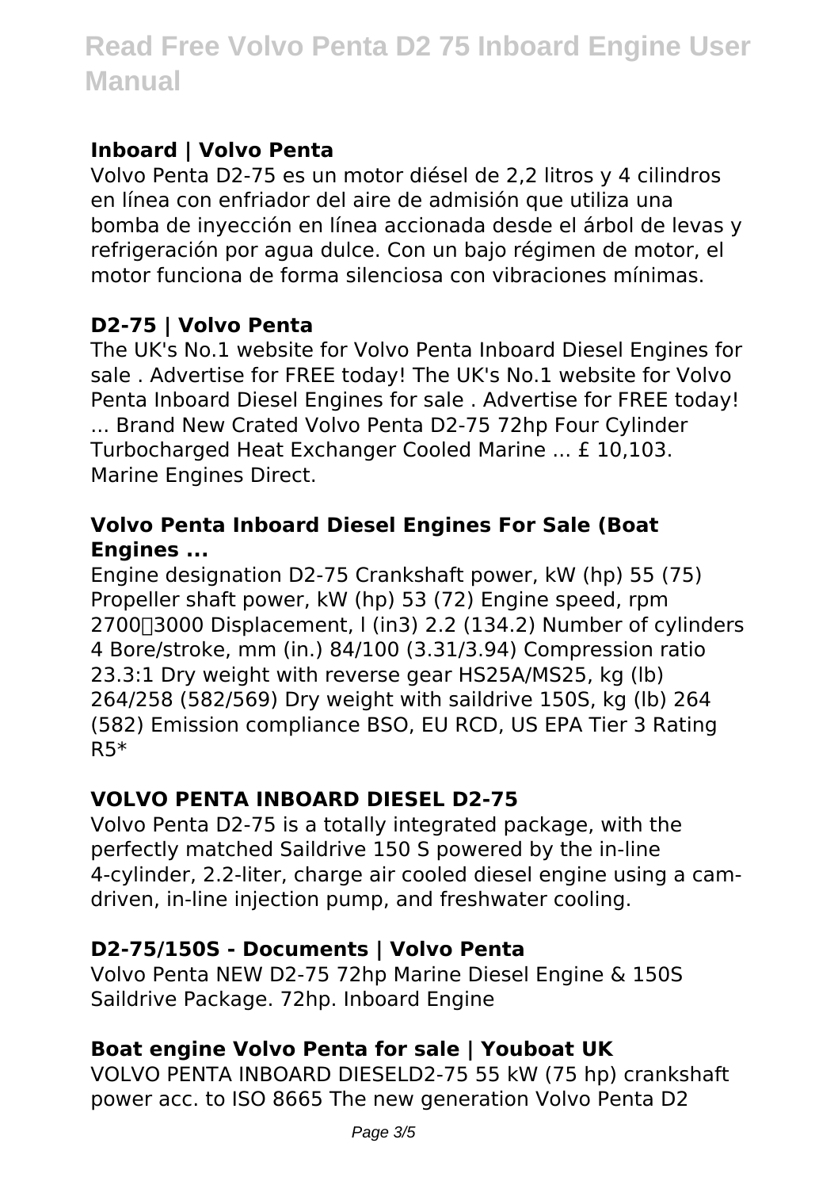### Inboard | Volvo Penta

Volvo Penta D2-75 es un motor diésel de 2,2 litros y 4 cilindros en línea con enfriador del aire de admisión que utiliza una bomba de inyección en línea accionada desde el árbol de levas y refrigeración por agua dulce. Con un bajo régimen de motor, el motor funciona de forma silenciosa con vibraciones mínimas.

### D2-75 | Volvo Penta

The UK's No.1 website for Volvo Penta Inboard Diesel Engines for sale . Advertise for FREE today! The UK's No.1 website for Volvo Penta Inboard Diesel Engines for sale . Advertise for FREE today! ... Brand New Crated Volvo Penta D2-75 72hp Four Cylinder Turbocharged Heat Exchanger Cooled Marine ... £ 10,103. Marine Engines Direct.

### Volvo Penta Inboard Diesel Engines For Sale (Boat Engines ...

Engine designation D2-75 Crankshaft power, kW (hp) 55 (75) Propeller shaft power, kW (hp) 53 (72) Engine speed, rpm 2700–3000 Displacement, l (in3) 2.2 (134.2) Number of cylinders 4 Bore/stroke, mm (in.) 84/100 (3.31/3.94) Compression ratio 23.3:1 Dry weight with reverse gear HS25A/MS25, kg (lb) 264/258 (582/569) Dry weight with saildrive 150S, kg (lb) 264 (582) Emission compliance BSO, EU RCD, US EPA Tier 3 Rating R5*

### VOLVO PENTA INBOARD DIESEL D2-75

Volvo Penta D2-75 is a totally integrated package, with the perfectly matched Saildrive 150 S powered by the in-line 4-cylinder, 2.2-liter, charge air cooled diesel engine using a cam-driven, in-line injection pump, and freshwater cooling.

### D2-75/150S - Documents | Volvo Penta

Volvo Penta NEW D2-75 72hp Marine Diesel Engine & 150S Saildrive Package. 72hp. Inboard Engine

### Boat engine Volvo Penta for sale | Youboat UK

VOLVO PENTA INBOARD DIESELD2-75 55 kW (75 hp) crankshaft power acc. to ISO 8665 The new generation Volvo Penta D2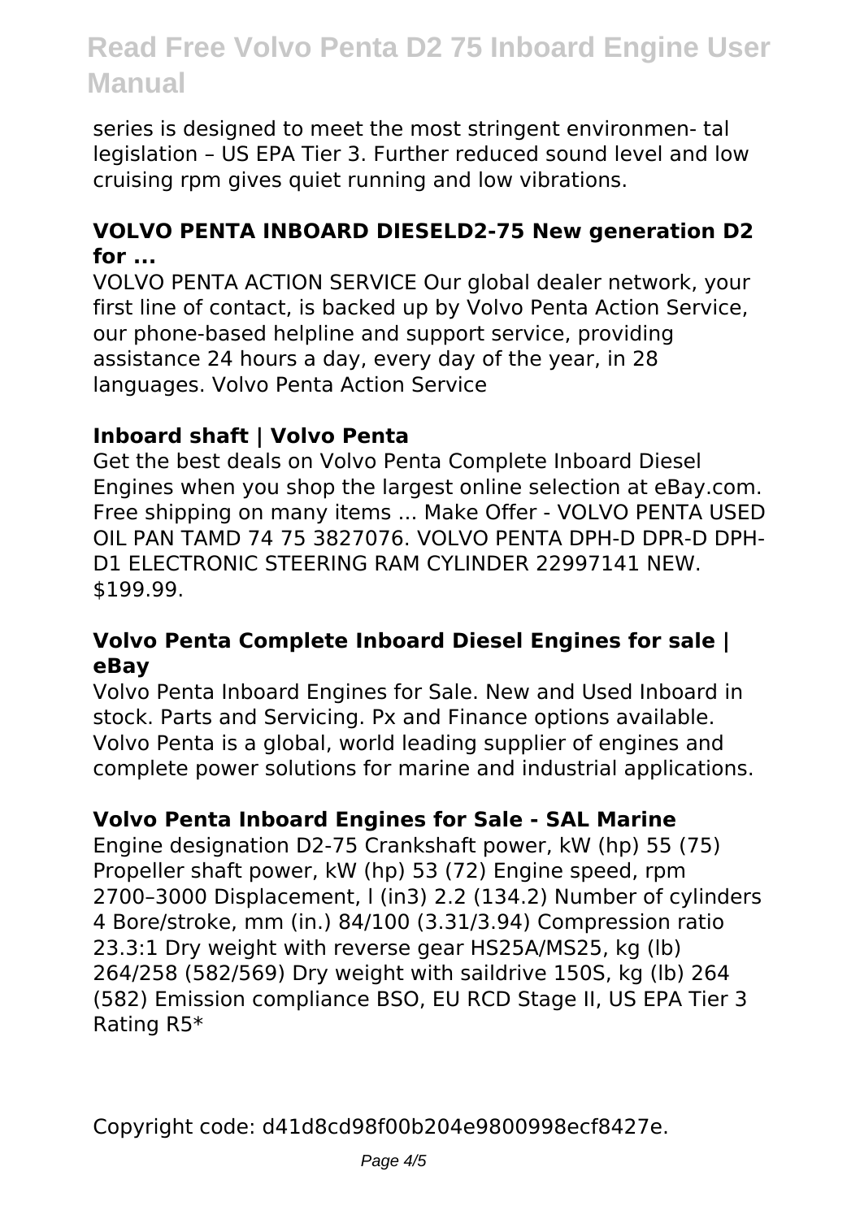series is designed to meet the most stringent environmen- tal legislation – US EPA Tier 3. Further reduced sound level and low cruising rpm gives quiet running and low vibrations.

### VOLVO PENTA INBOARD DIESELD2-75 New generation D2 for ...

VOLVO PENTA ACTION SERVICE Our global dealer network, your first line of contact, is backed up by Volvo Penta Action Service, our phone-based helpline and support service, providing assistance 24 hours a day, every day of the year, in 28 languages. Volvo Penta Action Service

### Inboard shaft | Volvo Penta

Get the best deals on Volvo Penta Complete Inboard Diesel Engines when you shop the largest online selection at eBay.com. Free shipping on many items ... Make Offer - VOLVO PENTA USED OIL PAN TAMD 74 75 3827076. VOLVO PENTA DPH-D DPR-D DPH-D1 ELECTRONIC STEERING RAM CYLINDER 22997141 NEW. $199.99.

### Volvo Penta Complete Inboard Diesel Engines for sale | eBay

Volvo Penta Inboard Engines for Sale. New and Used Inboard in stock. Parts and Servicing. Px and Finance options available. Volvo Penta is a global, world leading supplier of engines and complete power solutions for marine and industrial applications.

### Volvo Penta Inboard Engines for Sale - SAL Marine

Engine designation D2-75 Crankshaft power, kW (hp) 55 (75) Propeller shaft power, kW (hp) 53 (72) Engine speed, rpm 2700–3000 Displacement, l (in3) 2.2 (134.2) Number of cylinders 4 Bore/stroke, mm (in.) 84/100 (3.31/3.94) Compression ratio 23.3:1 Dry weight with reverse gear HS25A/MS25, kg (lb) 264/258 (582/569) Dry weight with saildrive 150S, kg (lb) 264 (582) Emission compliance BSO, EU RCD Stage II, US EPA Tier 3 Rating R5*

Copyright code: d41d8cd98f00b204e9800998ecf8427e.